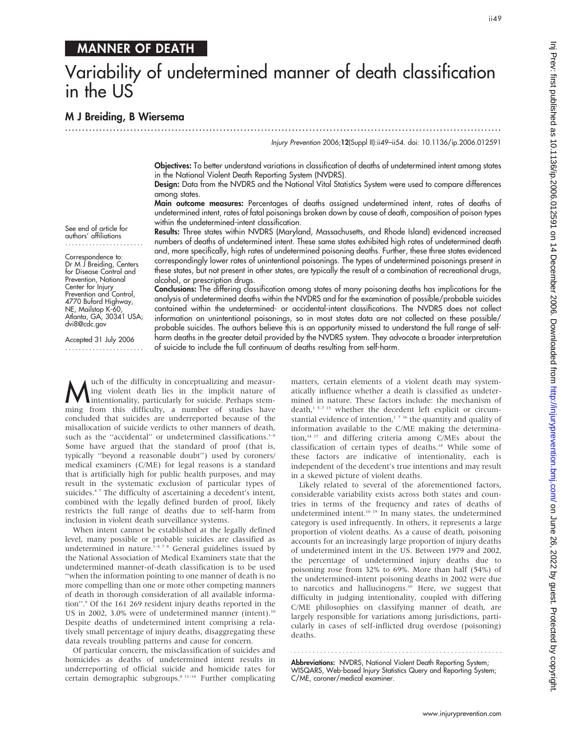MANNER OF DEATH

# Variability of undetermined manner of death classification in the US

## M J Breiding, B Wiersema

*Injury Prevention* 2006;**12**(Suppl II):ii49–ii54. doi: 10.1136/ip.2006.012591

**Objectives:** To better understand variations in classification of deaths of undetermined intent among states in the National Violent Death Reporting System (NVDRS).

**Design:** Data from the NVDRS and the National Vital Statistics System were used to compare differences among states.

**Main outcome measures:** Percentages of deaths assigned undetermined intent, rates of deaths of undetermined intent, rates of fatal poisonings broken down by cause of death, composition of poison types within the undetermined-intent classification.

**Results:** Three states within NVDRS (Maryland, Massachusetts, and Rhode Island) evidenced increased numbers of deaths of undetermined intent. These same states exhibited high rates of undetermined death and, more specifically, high rates of undetermined poisoning deaths. Further, these three states evidenced correspondingly lower rates of unintentional poisonings. The types of undetermined poisonings present in these states, but not present in other states, are typically the result of a combination of recreational drugs, alcohol, or prescription drugs.

**Conclusions:** The differing classification among states of many poisoning deaths has implications for the analysis of undetermined deaths within the NVDRS and for the examination of possible/probable suicides contained within the undetermined- or accidental-intent classifications. The NVDRS does not collect information on unintentional poisonings, so in most states data are not collected on these possible/probable suicides. The authors believe this is an opportunity missed to understand the full range of self-harm deaths in the greater detail provided by the NVDRS system. They advocate a broader interpretation of suicide to include the full continuum of deaths resulting from self-harm.

See end of article for authors' affiliations

Correspondence to: Dr M J Breiding, Centers for Disease Control and Prevention, National Center for Injury Prevention and Control, 4770 Buford Highway, NE, Mailstop K-60, Atlanta, GA, 30341 USA; dvi8@cdc.gov

Accepted 31 July 2006

Much of the difficulty in conceptualizing and measuring violent death lies in the implicit nature of intentionality, particularly for suicide. Perhaps stemming from this difficulty, a number of studies have concluded that suicides are underreported because of the misallocation of suicide verdicts to other manners of death, such as the "accidental" or undetermined classifications.[1–6] Some have argued that the standard of proof (that is, typically "beyond a reasonable doubt") used by coroners/medical examiners (C/ME) for legal reasons is a standard that is artificially high for public health purposes, and may result in the systematic exclusion of particular types of suicides.[4 7] The difficulty of ascertaining a decedent's intent, combined with the legally defined burden of proof, likely restricts the full range of deaths due to self-harm from inclusion in violent death surveillance systems.

When intent cannot be established at the legally defined level, many possible or probable suicides are classified as undetermined in nature.[1–4 7 8] General guidelines issued by the National Association of Medical Examiners state that the undetermined manner-of-death classification is to be used "when the information pointing to one manner of death is no more compelling than one or more other competing manners of death in thorough consideration of all available information".[9] Of the 161 269 resident injury deaths reported in the US in 2002, 3.0% were of undetermined manner (intent).[10] Despite deaths of undetermined intent comprising a relatively small percentage of injury deaths, disaggregating these data reveals troubling patterns and cause for concern.

Of particular concern, the misclassification of suicides and homicides as deaths of undetermined intent results in underreporting of official suicide and homicide rates for certain demographic subgroups.[8 11–14] Further complicating matters, certain elements of a violent death may systematically influence whether a death is classified as undetermined in nature. These factors include: the mechanism of death,[1 5–7 15] whether the decedent left explicit or circumstantial evidence of intention,[1 7 16] the quantity and quality of information available to the C/ME making the determination,[14 17] and differing criteria among C/MEs about the classification of certain types of deaths.[18] While some of these factors are indicative of intentionality, each is independent of the decedent's true intentions and may result in a skewed picture of violent deaths.

Likely related to several of the aforementioned factors, considerable variability exists across both states and countries in terms of the frequency and rates of deaths of undetermined intent.[10 19] In many states, the undetermined category is used infrequently. In others, it represents a large proportion of violent deaths. As a cause of death, poisoning accounts for an increasingly large proportion of injury deaths of undetermined intent in the US. Between 1979 and 2002, the percentage of undetermined injury deaths due to poisoning rose from 32% to 69%. More than half (54%) of the undetermined-intent poisoning deaths in 2002 were due to narcotics and hallucinogens.[10] Here, we suggest that difficulty in judging intentionality, coupled with differing C/ME philosophies on classifying manner of death, are largely responsible for variations among jurisdictions, particularly in cases of self-inflicted drug overdose (poisoning) deaths.

**Abbreviations:** NVDRS, National Violent Death Reporting System; WISQARS, Web-based Injury Statistics Query and Reporting System; C/ME, coroner/medical examiner.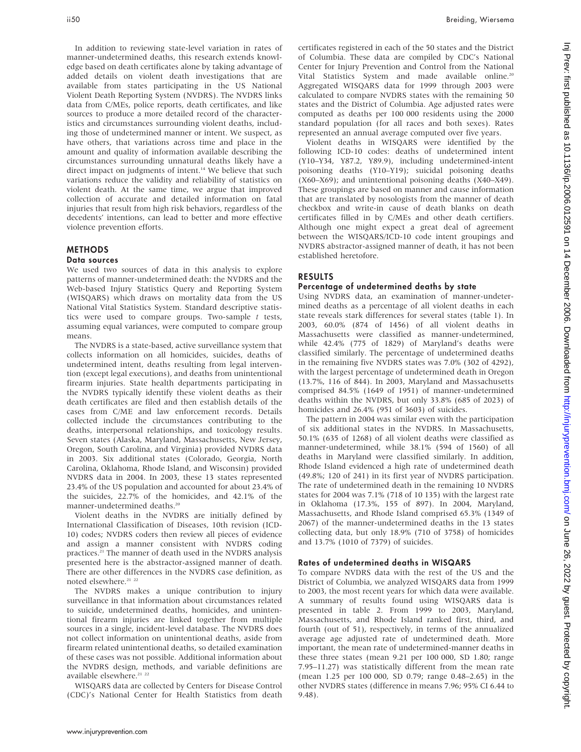In addition to reviewing state-level variation in rates of manner-undetermined deaths, this research extends knowledge based on death certificates alone by taking advantage of added details on violent death investigations that are available from states participating in the US National Violent Death Reporting System (NVDRS). The NVDRS links data from C/MEs, police reports, death certificates, and like sources to produce a more detailed record of the characteristics and circumstances surrounding violent deaths, including those of undetermined manner or intent. We suspect, as have others, that variations across time and place in the amount and quality of information available describing the circumstances surrounding unnatural deaths likely have a direct impact on judgments of intent.[14] We believe that such variations reduce the validity and reliability of statistics on violent death. At the same time, we argue that improved collection of accurate and detailed information on fatal injuries that result from high risk behaviors, regardless of the decedents' intentions, can lead to better and more effective violence prevention efforts.

## METHODS

### Data sources

We used two sources of data in this analysis to explore patterns of manner-undetermined death: the NVDRS and the Web-based Injury Statistics Query and Reporting System (WISQARS) which draws on mortality data from the US National Vital Statistics System. Standard descriptive statistics were used to compare groups. Two-sample *t* tests, assuming equal variances, were computed to compare group means.

The NVDRS is a state-based, active surveillance system that collects information on all homicides, suicides, deaths of undetermined intent, deaths resulting from legal intervention (except legal executions), and deaths from unintentional firearm injuries. State health departments participating in the NVDRS typically identify these violent deaths as their death certificates are filed and then establish details of the cases from C/ME and law enforcement records. Details collected include the circumstances contributing to the deaths, interpersonal relationships, and toxicology results. Seven states (Alaska, Maryland, Massachusetts, New Jersey, Oregon, South Carolina, and Virginia) provided NVDRS data in 2003. Six additional states (Colorado, Georgia, North Carolina, Oklahoma, Rhode Island, and Wisconsin) provided NVDRS data in 2004. In 2003, these 13 states represented 23.4% of the US population and accounted for about 23.4% of the suicides, 22.7% of the homicides, and 42.1% of the manner-undetermined deaths.[20]

Violent deaths in the NVDRS are initially defined by International Classification of Diseases, 10th revision (ICD-10) codes; NVDRS coders then review all pieces of evidence and assign a manner consistent with NVDRS coding practices.[21] The manner of death used in the NVDRS analysis presented here is the abstractor-assigned manner of death. There are other differences in the NVDRS case definition, as noted elsewhere.[21 22]

The NVDRS makes a unique contribution to injury surveillance in that information about circumstances related to suicide, undetermined deaths, homicides, and unintentional firearm injuries are linked together from multiple sources in a single, incident-level database. The NVDRS does not collect information on unintentional deaths, aside from firearm related unintentional deaths, so detailed examination of these cases was not possible. Additional information about the NVDRS design, methods, and variable definitions are available elsewhere.[21 22]

WISQARS data are collected by Centers for Disease Control (CDC)'s National Center for Health Statistics from death certificates registered in each of the 50 states and the District of Columbia. These data are compiled by CDC's National Center for Injury Prevention and Control from the National Vital Statistics System and made available online.[20] Aggregated WISQARS data for 1999 through 2003 were calculated to compare NVDRS states with the remaining 50 states and the District of Columbia. Age adjusted rates were computed as deaths per 100 000 residents using the 2000 standard population (for all races and both sexes). Rates represented an annual average computed over five years.

Violent deaths in WISQARS were identified by the following ICD-10 codes: deaths of undetermined intent (Y10–Y34, Y87.2, Y89.9), including undetermined-intent poisoning deaths (Y10–Y19); suicidal poisoning deaths (X60–X69); and unintentional poisoning deaths (X40–X49). These groupings are based on manner and cause information that are translated by nosologists from the manner of death checkbox and write-in cause of death blanks on death certificates filled in by C/MEs and other death certifiers. Although one might expect a great deal of agreement between the WISQARS/ICD-10 code intent groupings and NVDRS abstractor-assigned manner of death, it has not been established heretofore.

## RESULTS

### Percentage of undetermined deaths by state

Using NVDRS data, an examination of manner-undetermined deaths as a percentage of all violent deaths in each state reveals stark differences for several states (table 1). In 2003, 60.0% (874 of 1456) of all violent deaths in Massachusetts were classified as manner-undetermined, while 42.4% (775 of 1829) of Maryland's deaths were classified similarly. The percentage of undetermined deaths in the remaining five NVDRS states was 7.0% (302 of 4292), with the largest percentage of undetermined death in Oregon (13.7%, 116 of 844). In 2003, Maryland and Massachusetts comprised 84.5% (1649 of 1951) of manner-undetermined deaths within the NVDRS, but only 33.8% (685 of 2023) of homicides and 26.4% (951 of 3603) of suicides.

The pattern in 2004 was similar even with the participation of six additional states in the NVDRS. In Massachusetts, 50.1% (635 of 1268) of all violent deaths were classified as manner-undetermined, while 38.1% (594 of 1560) of all deaths in Maryland were classified similarly. In addition, Rhode Island evidenced a high rate of undetermined death (49.8%; 120 of 241) in its first year of NVDRS participation. The rate of undetermined death in the remaining 10 NVDRS states for 2004 was 7.1% (718 of 10 135) with the largest rate in Oklahoma (17.3%, 155 of 897). In 2004, Maryland, Massachusetts, and Rhode Island comprised 65.3% (1349 of 2067) of the manner-undetermined deaths in the 13 states collecting data, but only 18.9% (710 of 3758) of homicides and 13.7% (1010 of 7379) of suicides.

### Rates of undetermined deaths in WISQARS

To compare NVDRS data with the rest of the US and the District of Columbia, we analyzed WISQARS data from 1999 to 2003, the most recent years for which data were available. A summary of results found using WISQARS data is presented in table 2. From 1999 to 2003, Maryland, Massachusetts, and Rhode Island ranked first, third, and fourth (out of 51), respectively, in terms of the annualized average age adjusted rate of undetermined death. More important, the mean rate of undetermined-manner deaths in these three states (mean 9.21 per 100 000, SD 1.80; range 7.95–11.27) was statistically different from the mean rate (mean 1.25 per 100 000, SD 0.79; range 0.48–2.65) in the other NVDRS states (difference in means 7.96; 95% CI 6.44 to 9.48).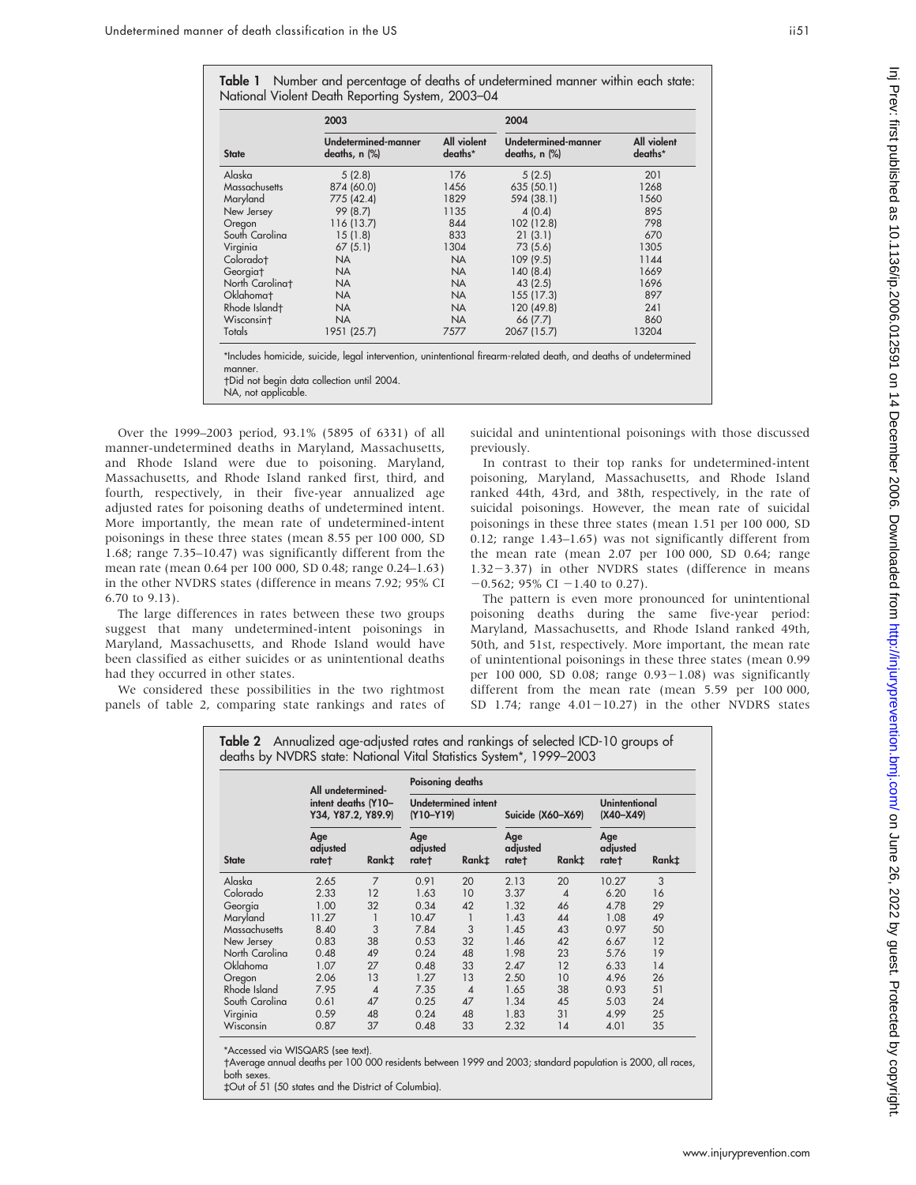**Table 1** Number and percentage of deaths of undetermined manner within each state: National Violent Death Reporting System, 2003–04

| | 2003 | | 2004 | |
|---|---|---|---|---|
| **State** | **Undetermined-manner deaths, n (%)** | **All violent deaths*** | **Undetermined-manner deaths, n (%)** | **All violent deaths*** |
| Alaska | 5 (2.8) | 176 | 5 (2.5) | 201 |
| Massachusetts | 874 (60.0) | 1456 | 635 (50.1) | 1268 |
| Maryland | 775 (42.4) | 1829 | 594 (38.1) | 1560 |
| New Jersey | 99 (8.7) | 1135 | 4 (0.4) | 895 |
| Oregon | 116 (13.7) | 844 | 102 (12.8) | 798 |
| South Carolina | 15 (1.8) | 833 | 21 (3.1) | 670 |
| Virginia | 67 (5.1) | 1304 | 73 (5.6) | 1305 |
| Colorado† | NA | NA | 109 (9.5) | 1144 |
| Georgia† | NA | NA | 140 (8.4) | 1669 |
| North Carolina† | NA | NA | 43 (2.5) | 1696 |
| Oklahoma† | NA | NA | 155 (17.3) | 897 |
| Rhode Island† | NA | NA | 120 (49.8) | 241 |
| Wisconsin† | NA | NA | 66 (7.7) | 860 |
| Totals | 1951 (25.7) | 7577 | 2067 (15.7) | 13204 |

*Includes homicide, suicide, legal intervention, unintentional firearm-related death, and deaths of undetermined manner.
†Did not begin data collection until 2004.
NA, not applicable.

Over the 1999–2003 period, 93.1% (5895 of 6331) of all manner-undetermined deaths in Maryland, Massachusetts, and Rhode Island were due to poisoning. Maryland, Massachusetts, and Rhode Island ranked first, third, and fourth, respectively, in their five-year annualized age adjusted rates for poisoning deaths of undetermined intent. More importantly, the mean rate of undetermined-intent poisonings in these three states (mean 8.55 per 100 000, SD 1.68; range 7.35–10.47) was significantly different from the mean rate (mean 0.64 per 100 000, SD 0.48; range 0.24–1.63) in the other NVDRS states (difference in means 7.92; 95% CI 6.70 to 9.13).

The large differences in rates between these two groups suggest that many undetermined-intent poisonings in Maryland, Massachusetts, and Rhode Island would have been classified as either suicides or as unintentional deaths had they occurred in other states.

We considered these possibilities in the two rightmost panels of table 2, comparing state rankings and rates of suicidal and unintentional poisonings with those discussed previously.

In contrast to their top ranks for undetermined-intent poisoning, Maryland, Massachusetts, and Rhode Island ranked 44th, 43rd, and 38th, respectively, in the rate of suicidal poisonings. However, the mean rate of suicidal poisonings in these three states (mean 1.51 per 100 000, SD 0.12; range 1.43–1.65) was not significantly different from the mean rate (mean 2.07 per 100 000, SD 0.64; range 1.32−3.37) in other NVDRS states (difference in means −0.562; 95% CI −1.40 to 0.27).

The pattern is even more pronounced for unintentional poisoning deaths during the same five-year period: Maryland, Massachusetts, and Rhode Island ranked 49th, 50th, and 51st, respectively. More important, the mean rate of unintentional poisonings in these three states (mean 0.99 per 100 000, SD 0.08; range 0.93−1.08) was significantly different from the mean rate (mean 5.59 per 100 000, SD 1.74; range 4.01−10.27) in the other NVDRS states

**Table 2** Annualized age-adjusted rates and rankings of selected ICD-10 groups of deaths by NVDRS state: National Vital Statistics System*, 1999–2003

| | All undetermined-intent deaths (Y10–Y34, Y87.2, Y89.9) | | Poisoning deaths | | | | | |
|---|---|---|---|---|---|---|---|---|
| | | | Undetermined intent (Y10–Y19) | | Suicide (X60–X69) | | Unintentional (X40–X49) | |
| **State** | **Age adjusted rate†** | **Rank‡** | **Age adjusted rate†** | **Rank‡** | **Age adjusted rate†** | **Rank‡** | **Age adjusted rate†** | **Rank‡** |
| Alaska | 2.65 | 7 | 0.91 | 20 | 2.13 | 20 | 10.27 | 3 |
| Colorado | 2.33 | 12 | 1.63 | 10 | 3.37 | 4 | 6.20 | 16 |
| Georgia | 1.00 | 32 | 0.34 | 42 | 1.32 | 46 | 4.78 | 29 |
| Maryland | 11.27 | 1 | 10.47 | 1 | 1.43 | 44 | 1.08 | 49 |
| Massachusetts | 8.40 | 3 | 7.84 | 3 | 1.45 | 43 | 0.97 | 50 |
| New Jersey | 0.83 | 38 | 0.53 | 32 | 1.46 | 42 | 6.67 | 12 |
| North Carolina | 0.48 | 49 | 0.24 | 48 | 1.98 | 23 | 5.76 | 19 |
| Oklahoma | 1.07 | 27 | 0.48 | 33 | 2.47 | 12 | 6.33 | 14 |
| Oregon | 2.06 | 13 | 1.27 | 13 | 2.50 | 10 | 4.96 | 26 |
| Rhode Island | 7.95 | 4 | 7.35 | 4 | 1.65 | 38 | 0.93 | 51 |
| South Carolina | 0.61 | 47 | 0.25 | 47 | 1.34 | 45 | 5.03 | 24 |
| Virginia | 0.59 | 48 | 0.24 | 48 | 1.83 | 31 | 4.99 | 25 |
| Wisconsin | 0.87 | 37 | 0.48 | 33 | 2.32 | 14 | 4.01 | 35 |

*Accessed via WISQARS (see text).
†Average annual deaths per 100 000 residents between 1999 and 2003; standard population is 2000, all races, both sexes.
‡Out of 51 (50 states and the District of Columbia).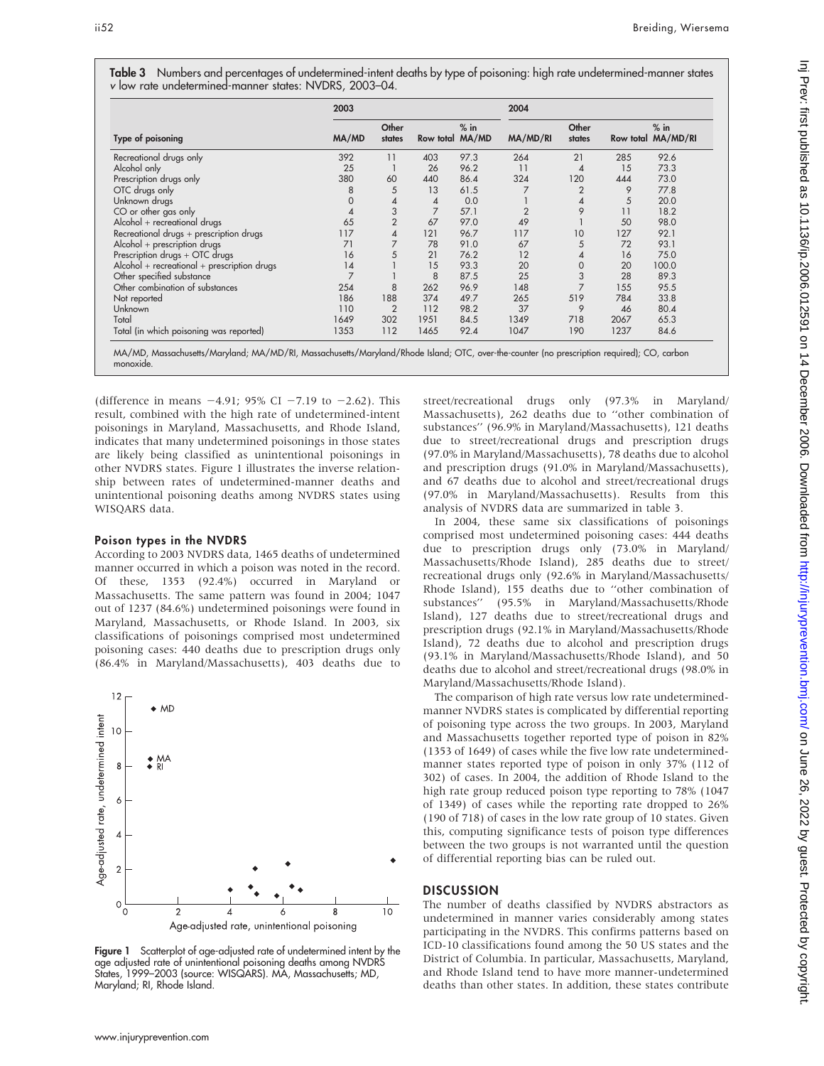**Table 3** Numbers and percentages of undetermined-intent deaths by type of poisoning: high rate undetermined-manner states v low rate undetermined-manner states: NVDRS, 2003–04.

| Type of poisoning | 2003 | | | | 2004 | | | |
|---|---|---|---|---|---|---|---|---|
| | MA/MD | Other states | Row total | % in MA/MD | MA/MD/RI | Other states | Row total | % in MA/MD/RI |
| Recreational drugs only | 392 | 11 | 403 | 97.3 | 264 | 21 | 285 | 92.6 |
| Alcohol only | 25 | 1 | 26 | 96.2 | 11 | 4 | 15 | 73.3 |
| Prescription drugs only | 380 | 60 | 440 | 86.4 | 324 | 120 | 444 | 73.0 |
| OTC drugs only | 8 | 5 | 13 | 61.5 | 7 | 2 | 9 | 77.8 |
| Unknown drugs | 0 | 4 | 4 | 0.0 | 1 | 4 | 5 | 20.0 |
| CO or other gas only | 4 | 3 | 7 | 57.1 | 2 | 9 | 11 | 18.2 |
| Alcohol + recreational drugs | 65 | 2 | 67 | 97.0 | 49 | 1 | 50 | 98.0 |
| Recreational drugs + prescription drugs | 117 | 4 | 121 | 96.7 | 117 | 10 | 127 | 92.1 |
| Alcohol + prescription drugs | 71 | 7 | 78 | 91.0 | 67 | 5 | 72 | 93.1 |
| Prescription drugs + OTC drugs | 16 | 5 | 21 | 76.2 | 12 | 4 | 16 | 75.0 |
| Alcohol + recreational + prescription drugs | 14 | 1 | 15 | 93.3 | 20 | 0 | 20 | 100.0 |
| Other specified substance | 7 | 1 | 8 | 87.5 | 25 | 3 | 28 | 89.3 |
| Other combination of substances | 254 | 8 | 262 | 96.9 | 148 | 7 | 155 | 95.5 |
| Not reported | 186 | 188 | 374 | 49.7 | 265 | 519 | 784 | 33.8 |
| Unknown | 110 | 2 | 112 | 98.2 | 37 | 9 | 46 | 80.4 |
| Total | 1649 | 302 | 1951 | 84.5 | 1349 | 718 | 2067 | 65.3 |
| Total (in which poisoning was reported) | 1353 | 112 | 1465 | 92.4 | 1047 | 190 | 1237 | 84.6 |

MA/MD, Massachusetts/Maryland; MA/MD/RI, Massachusetts/Maryland/Rhode Island; OTC, over-the-counter (no prescription required); CO, carbon monoxide.

(difference in means −4.91; 95% CI −7.19 to −2.62). This result, combined with the high rate of undetermined-intent poisonings in Maryland, Massachusetts, and Rhode Island, indicates that many undetermined poisonings in those states are likely being classified as unintentional poisonings in other NVDRS states. Figure 1 illustrates the inverse relationship between rates of undetermined-manner deaths and unintentional poisoning deaths among NVDRS states using WISQARS data.

### Poison types in the NVDRS

According to 2003 NVDRS data, 1465 deaths of undetermined manner occurred in which a poison was noted in the record. Of these, 1353 (92.4%) occurred in Maryland or Massachusetts. The same pattern was found in 2004; 1047 out of 1237 (84.6%) undetermined poisonings were found in Maryland, Massachusetts, or Rhode Island. In 2003, six classifications of poisonings comprised most undetermined poisoning cases: 440 deaths due to prescription drugs only (86.4% in Maryland/Massachusetts), 403 deaths due to street/recreational drugs only (97.3% in Maryland/Massachusetts), 262 deaths due to ''other combination of substances'' (96.9% in Maryland/Massachusetts), 121 deaths due to street/recreational drugs and prescription drugs (97.0% in Maryland/Massachusetts), 78 deaths due to alcohol and prescription drugs (91.0% in Maryland/Massachusetts), and 67 deaths due to alcohol and street/recreational drugs (97.0% in Maryland/Massachusetts). Results from this analysis of NVDRS data are summarized in table 3.

In 2004, these same six classifications of poisonings comprised most undetermined poisoning cases: 444 deaths due to prescription drugs only (73.0% in Maryland/Massachusetts/Rhode Island), 285 deaths due to street/recreational drugs only (92.6% in Maryland/Massachusetts/Rhode Island), 155 deaths due to ''other combination of substances'' (95.5% in Maryland/Massachusetts/Rhode Island), 127 deaths due to street/recreational drugs and prescription drugs (92.1% in Maryland/Massachusetts/Rhode Island), 72 deaths due to alcohol and prescription drugs (93.1% in Maryland/Massachusetts/Rhode Island), and 50 deaths due to alcohol and street/recreational drugs (98.0% in Maryland/Massachusetts/Rhode Island).

The comparison of high rate versus low rate undetermined-manner NVDRS states is complicated by differential reporting of poisoning type across the two groups. In 2003, Maryland and Massachusetts together reported type of poison in 82% (1353 of 1649) of cases while the five low rate undetermined-manner states reported type of poison in only 37% (112 of 302) of cases. In 2004, the addition of Rhode Island to the high rate group reduced poison type reporting to 78% (1047 of 1349) of cases while the reporting rate dropped to 26% (190 of 718) of cases in the low rate group of 10 states. Given this, computing significance tests of poison type differences between the two groups is not warranted until the question of differential reporting bias can be ruled out.

**Figure 1** Scatterplot of age-adjusted rate of undetermined intent by the age adjusted rate of unintentional poisoning deaths among NVDRS States, 1999–2003 (source: WISQARS). MA, Massachusetts; MD, Maryland; RI, Rhode Island.

## DISCUSSION

The number of deaths classified by NVDRS abstractors as undetermined in manner varies considerably among states participating in the NVDRS. This confirms patterns based on ICD-10 classifications found among the 50 US states and the District of Columbia. In particular, Massachusetts, Maryland, and Rhode Island tend to have more manner-undetermined deaths than other states. In addition, these states contribute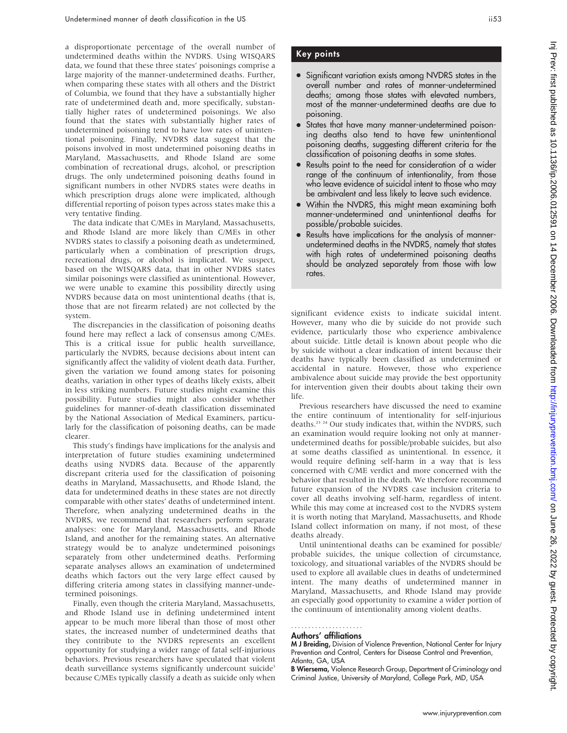a disproportionate percentage of the overall number of undetermined deaths within the NVDRS. Using WISQARS data, we found that these three states' poisonings comprise a large majority of the manner-undetermined deaths. Further, when comparing these states with all others and the District of Columbia, we found that they have a substantially higher rate of undetermined death and, more specifically, substantially higher rates of undetermined poisonings. We also found that the states with substantially higher rates of undetermined poisoning tend to have low rates of unintentional poisoning. Finally, NVDRS data suggest that the poisons involved in most undetermined poisoning deaths in Maryland, Massachusetts, and Rhode Island are some combination of recreational drugs, alcohol, or prescription drugs. The only undetermined poisoning deaths found in significant numbers in other NVDRS states were deaths in which prescription drugs alone were implicated, although differential reporting of poison types across states make this a very tentative finding.

The data indicate that C/MEs in Maryland, Massachusetts, and Rhode Island are more likely than C/MEs in other NVDRS states to classify a poisoning death as undetermined, particularly when a combination of prescription drugs, recreational drugs, or alcohol is implicated. We suspect, based on the WISQARS data, that in other NVDRS states similar poisonings were classified as unintentional. However, we were unable to examine this possibility directly using NVDRS because data on most unintentional deaths (that is, those that are not firearm related) are not collected by the system.

The discrepancies in the classification of poisoning deaths found here may reflect a lack of consensus among C/MEs. This is a critical issue for public health surveillance, particularly the NVDRS, because decisions about intent can significantly affect the validity of violent death data. Further, given the variation we found among states for poisoning deaths, variation in other types of deaths likely exists, albeit in less striking numbers. Future studies might examine this possibility. Future studies might also consider whether guidelines for manner-of-death classification disseminated by the National Association of Medical Examiners, particularly for the classification of poisoning deaths, can be made clearer.

This study's findings have implications for the analysis and interpretation of future studies examining undetermined deaths using NVDRS data. Because of the apparently discrepant criteria used for the classification of poisoning deaths in Maryland, Massachusetts, and Rhode Island, the data for undetermined deaths in these states are not directly comparable with other states' deaths of undetermined intent. Therefore, when analyzing undetermined deaths in the NVDRS, we recommend that researchers perform separate analyses: one for Maryland, Massachusetts, and Rhode Island, and another for the remaining states. An alternative strategy would be to analyze undetermined poisonings separately from other undetermined deaths. Performing separate analyses allows an examination of undetermined deaths which factors out the very large effect caused by differing criteria among states in classifying manner-undetermined poisonings.

Finally, even though the criteria Maryland, Massachusetts, and Rhode Island use in defining undetermined intent appear to be much more liberal than those of most other states, the increased number of undetermined deaths that they contribute to the NVDRS represents an excellent opportunity for studying a wider range of fatal self-injurious behaviors. Previous researchers have speculated that violent death surveillance systems significantly undercount suicide[3] because C/MEs typically classify a death as suicide only when significant evidence exists to indicate suicidal intent. However, many who die by suicide do not provide such evidence, particularly those who experience ambivalence about suicide. Little detail is known about people who die by suicide without a clear indication of intent because their deaths have typically been classified as undetermined or accidental in nature. However, those who experience ambivalence about suicide may provide the best opportunity for intervention given their doubts about taking their own life.

Previous researchers have discussed the need to examine the entire continuum of intentionality for self-injurious deaths.[23 24] Our study indicates that, within the NVDRS, such an examination would require looking not only at manner-undetermined deaths for possible/probable suicides, but also at some deaths classified as unintentional. In essence, it would require defining self-harm in a way that is less concerned with C/ME verdict and more concerned with the behavior that resulted in the death. We therefore recommend future expansion of the NVDRS case inclusion criteria to cover all deaths involving self-harm, regardless of intent. While this may come at increased cost to the NVDRS system it is worth noting that Maryland, Massachusetts, and Rhode Island collect information on many, if not most, of these deaths already.

Until unintentional deaths can be examined for possible/probable suicides, the unique collection of circumstance, toxicology, and situational variables of the NVDRS should be used to explore all available clues in deaths of undetermined intent. The many deaths of undetermined manner in Maryland, Massachusetts, and Rhode Island may provide an especially good opportunity to examine a wider portion of the continuum of intentionality among violent deaths.

## Key points

- Significant variation exists among NVDRS states in the overall number and rates of manner-undetermined deaths; among those states with elevated numbers, most of the manner-undetermined deaths are due to poisoning.
- States that have many manner-undetermined poisoning deaths also tend to have few unintentional poisoning deaths, suggesting different criteria for the classification of poisoning deaths in some states.
- Results point to the need for consideration of a wider range of the continuum of intentionality, from those who leave evidence of suicidal intent to those who may be ambivalent and less likely to leave such evidence.
- Within the NVDRS, this might mean examining both manner-undetermined and unintentional deaths for possible/probable suicides.
- Results have implications for the analysis of manner-undetermined deaths in the NVDRS, namely that states with high rates of undetermined poisoning deaths should be analyzed separately from those with low rates.

## Authors' affiliations

**M J Breiding,** Division of Violence Prevention, National Center for Injury Prevention and Control, Centers for Disease Control and Prevention, Atlanta, GA, USA

**B Wiersema,** Violence Research Group, Department of Criminology and Criminal Justice, University of Maryland, College Park, MD, USA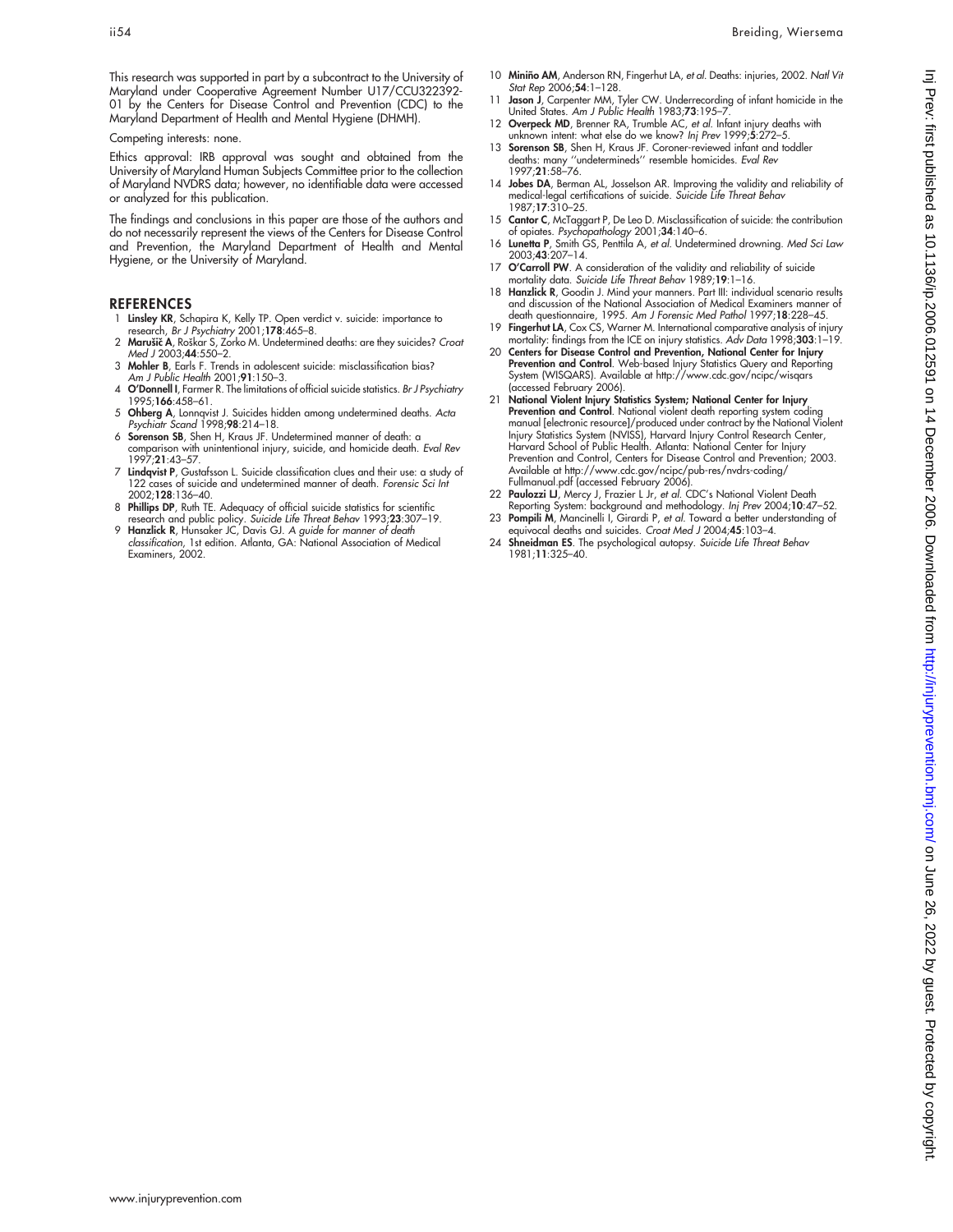This research was supported in part by a subcontract to the University of Maryland under Cooperative Agreement Number U17/CCU322392-01 by the Centers for Disease Control and Prevention (CDC) to the Maryland Department of Health and Mental Hygiene (DHMH).

Competing interests: none.

Ethics approval: IRB approval was sought and obtained from the University of Maryland Human Subjects Committee prior to the collection of Maryland NVDRS data; however, no identifiable data were accessed or analyzed for this publication.

The findings and conclusions in this paper are those of the authors and do not necessarily represent the views of the Centers for Disease Control and Prevention, the Maryland Department of Health and Mental Hygiene, or the University of Maryland.

## REFERENCES

1. **Linsley KR**, Schapira K, Kelly TP. Open verdict v. suicide: importance to research, *Br J Psychiatry* 2001;**178**:465–8.
2. **Marušič A**, Roškar S, Zorko M. Undetermined deaths: are they suicides? *Croat Med J* 2003;**44**:550–2.
3. **Mohler B**, Earls F. Trends in adolescent suicide: misclassification bias? *Am J Public Health* 2001;**91**:150–3.
4. **O'Donnell I**, Farmer R. The limitations of official suicide statistics. *Br J Psychiatry* 1995;**166**:458–61.
5. **Ohberg A**, Lonnqvist J. Suicides hidden among undetermined deaths. *Acta Psychiatr Scand* 1998;**98**:214–18.
6. **Sorenson SB**, Shen H, Kraus JF. Undetermined manner of death: a comparison with unintentional injury, suicide, and homicide death. *Eval Rev* 1997;**21**:43–57.
7. **Lindqvist P**, Gustafsson L. Suicide classification clues and their use: a study of 122 cases of suicide and undetermined manner of death. *Forensic Sci Int* 2002;**128**:136–40.
8. **Phillips DP**, Ruth TE. Adequacy of official suicide statistics for scientific research and public policy. *Suicide Life Threat Behav* 1993;**23**:307–19.
9. **Hanzlick R**, Hunsaker JC, Davis GJ. *A guide for manner of death classification*, 1st edition. Atlanta, GA: National Association of Medical Examiners, 2002.
10. **Miniño AM**, Anderson RN, Fingerhut LA, *et al*. Deaths: injuries, 2002. *Natl Vit Stat Rep* 2006;**54**:1–128.
11. **Jason J**, Carpenter MM, Tyler CW. Underrecording of infant homicide in the United States. *Am J Public Health* 1983;**73**:195–7.
12. **Overpeck MD**, Brenner RA, Trumble AC, *et al*. Infant injury deaths with unknown intent: what else do we know? *Inj Prev* 1999;**5**:272–5.
13. **Sorenson SB**, Shen H, Kraus JF. Coroner-reviewed infant and toddler deaths: many ''undetermineds'' resemble homicides. *Eval Rev* 1997;**21**:58–76.
14. **Jobes DA**, Berman AL, Josselson AR. Improving the validity and reliability of medical-legal certifications of suicide. *Suicide Life Threat Behav* 1987;**17**:310–25.
15. **Cantor C**, McTaggart P, De Leo D. Misclassification of suicide: the contribution of opiates. *Psychopathology* 2001;**34**:140–6.
16. **Lunetta P**, Smith GS, Penttila A, *et al*. Undetermined drowning. *Med Sci Law* 2003;**43**:207–14.
17. **O'Carroll PW**. A consideration of the validity and reliability of suicide mortality data. *Suicide Life Threat Behav* 1989;**19**:1–16.
18. **Hanzlick R**, Goodin J. Mind your manners. Part III: individual scenario results and discussion of the National Association of Medical Examiners manner of death questionnaire, 1995. *Am J Forensic Med Pathol* 1997;**18**:228–45.
19. **Fingerhut LA**, Cox CS, Warner M. International comparative analysis of injury mortality: findings from the ICE on injury statistics. *Adv Data* 1998;**303**:1–19.
20. **Centers for Disease Control and Prevention, National Center for Injury Prevention and Control**. Web-based Injury Statistics Query and Reporting System (WISQARS). Available at http://www.cdc.gov/ncipc/wisqars (accessed February 2006).
21. **National Violent Injury Statistics System; National Center for Injury Prevention and Control**. National violent death reporting system coding manual [electronic resource]/produced under contract by the National Violent Injury Statistics System (NVISS), Harvard Injury Control Research Center, Harvard School of Public Health. Atlanta: National Center for Injury Prevention and Control, Centers for Disease Control and Prevention; 2003. Available at http://www.cdc.gov/ncipc/pub-res/nvdrs-coding/Fullmanual.pdf (accessed February 2006).
22. **Paulozzi LJ**, Mercy J, Frazier L Jr, *et al*. CDC's National Violent Death Reporting System: background and methodology. *Inj Prev* 2004;**10**:47–52.
23. **Pompili M**, Mancinelli I, Girardi P, *et al*. Toward a better understanding of equivocal deaths and suicides. *Croat Med J* 2004;**45**:103–4.
24. **Shneidman ES**. The psychological autopsy. *Suicide Life Threat Behav* 1981;**11**:325–40.